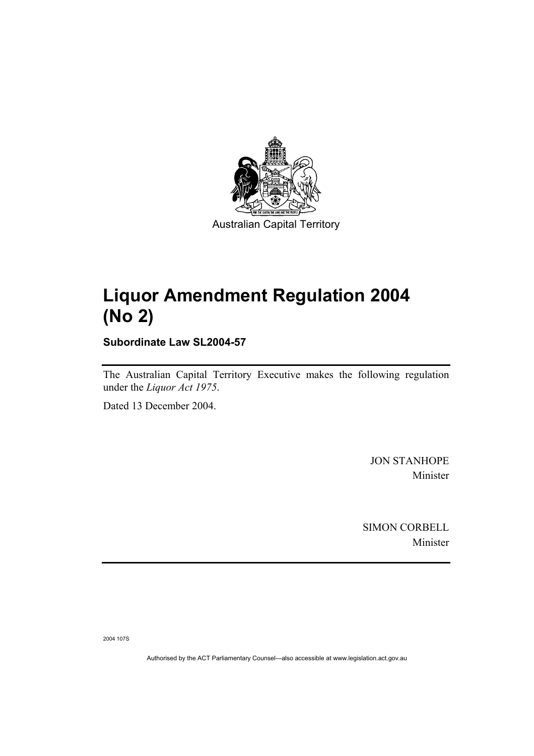Australian Capital Territory

# Liquor Amendment Regulation 2004 (No 2)

**Subordinate Law SL2004-57**

The Australian Capital Territory Executive makes the following regulation under the *Liquor Act 1975*.

Dated 13 December 2004.

JON STANHOPE
Minister

SIMON CORBELL
Minister

2004 107S

Authorised by the ACT Parliamentary Counsel—also accessible at www.legislation.act.gov.au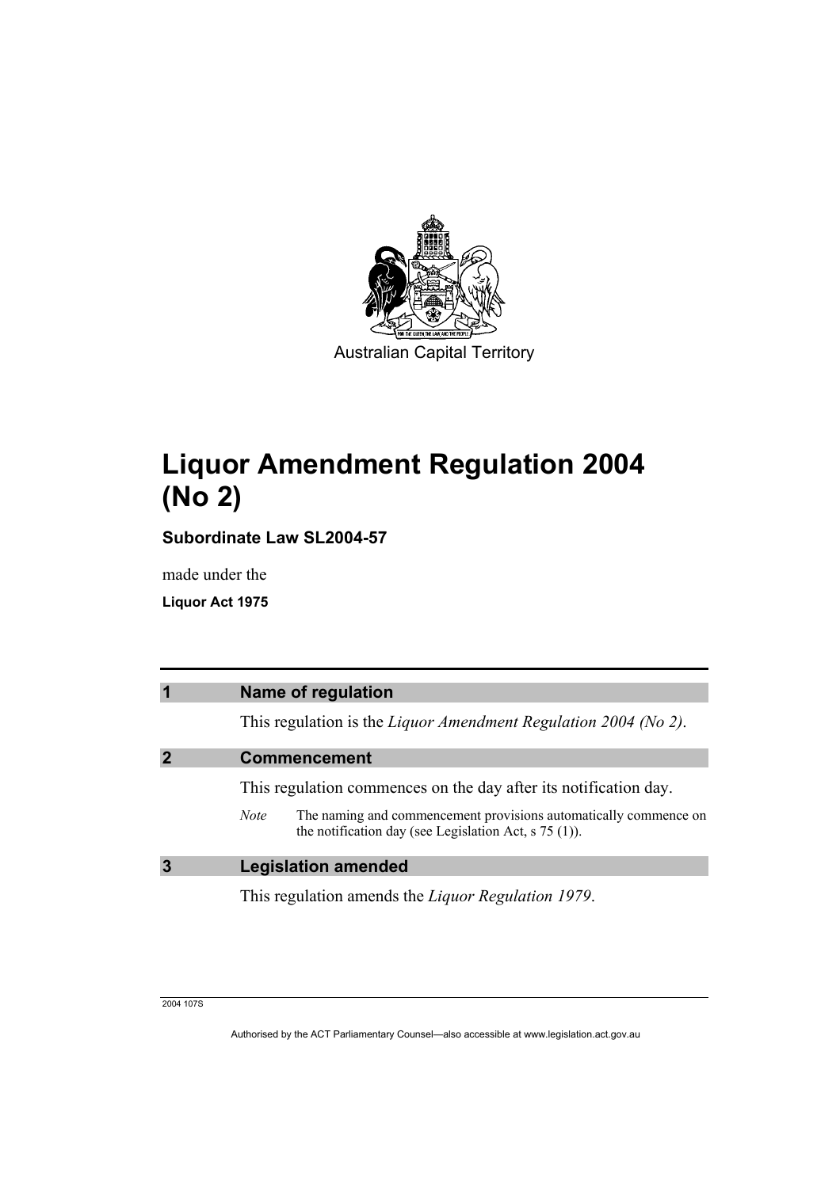Australian Capital Territory

# Liquor Amendment Regulation 2004 (No 2)

**Subordinate Law SL2004-57**

made under the

**Liquor Act 1975**

## 1 Name of regulation

This regulation is the *Liquor Amendment Regulation 2004 (No 2)*.

## 2 Commencement

This regulation commences on the day after its notification day.

*Note* The naming and commencement provisions automatically commence on the notification day (see Legislation Act, s 75 (1)).

## 3 Legislation amended

This regulation amends the *Liquor Regulation 1979*.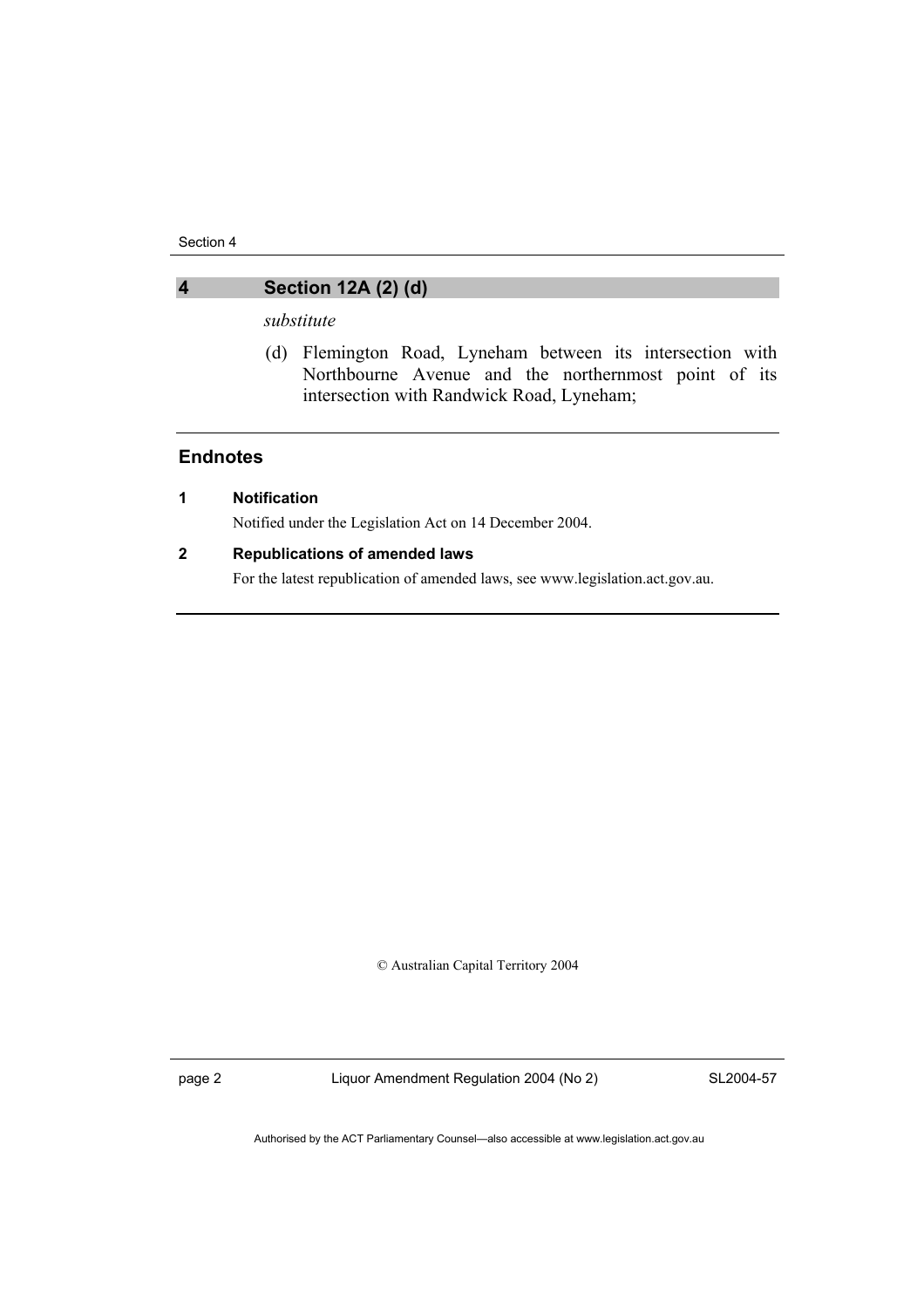## 4 Section 12A (2) (d)

*substitute*

(d) Flemington Road, Lyneham between its intersection with Northbourne Avenue and the northernmost point of its intersection with Randwick Road, Lyneham;

## Endnotes

### 1 Notification

Notified under the Legislation Act on 14 December 2004.

### 2 Republications of amended laws

For the latest republication of amended laws, see www.legislation.act.gov.au.

© Australian Capital Territory 2004